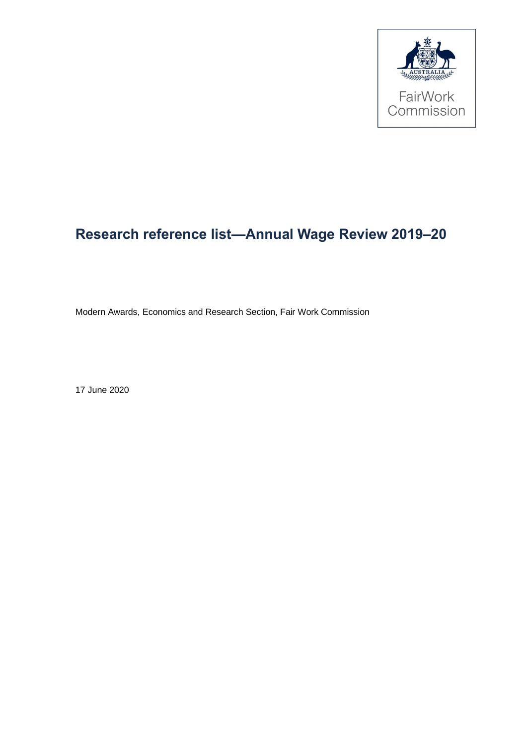FairWork Commission

# Research reference list—Annual Wage Review 2019–20

Modern Awards, Economics and Research Section, Fair Work Commission

17 June 2020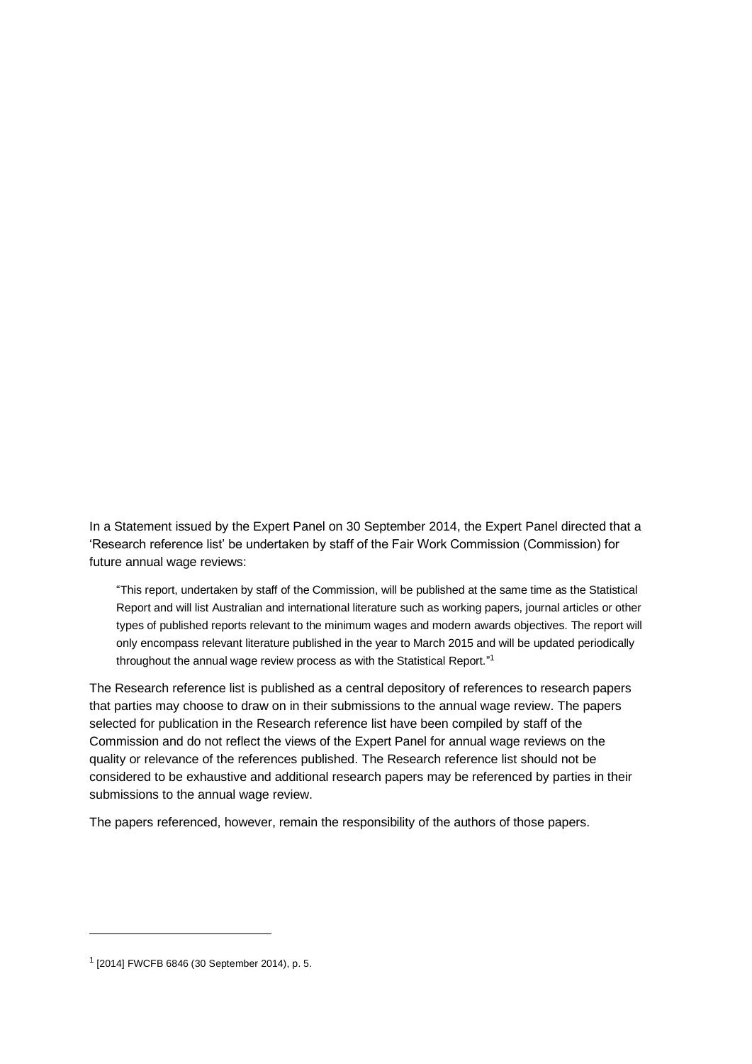In a Statement issued by the Expert Panel on 30 September 2014, the Expert Panel directed that a 'Research reference list' be undertaken by staff of the Fair Work Commission (Commission) for future annual wage reviews:

> "This report, undertaken by staff of the Commission, will be published at the same time as the Statistical Report and will list Australian and international literature such as working papers, journal articles or other types of published reports relevant to the minimum wages and modern awards objectives. The report will only encompass relevant literature published in the year to March 2015 and will be updated periodically throughout the annual wage review process as with the Statistical Report."[1]

The Research reference list is published as a central depository of references to research papers that parties may choose to draw on in their submissions to the annual wage review. The papers selected for publication in the Research reference list have been compiled by staff of the Commission and do not reflect the views of the Expert Panel for annual wage reviews on the quality or relevance of the references published. The Research reference list should not be considered to be exhaustive and additional research papers may be referenced by parties in their submissions to the annual wage review.

The papers referenced, however, remain the responsibility of the authors of those papers.

---

[1] [2014] FWCFB 6846 (30 September 2014), p. 5.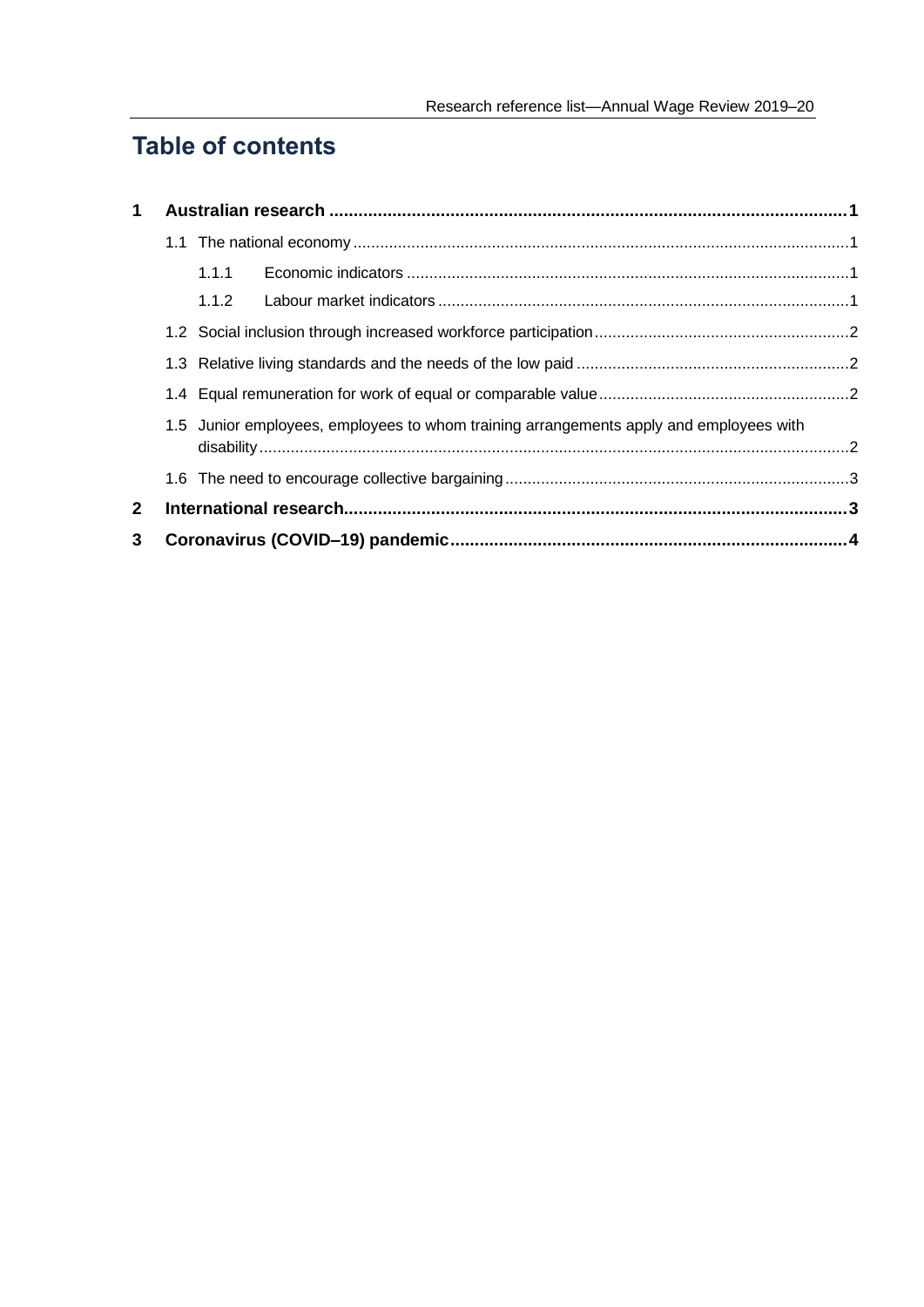# Table of contents

**1 Australian research ........................................................................................................ 1**

1.1 The national economy ........................................................................................................ 1

1.1.1 Economic indicators ........................................................................................ 1

1.1.2 Labour market indicators .................................................................................. 1

1.2 Social inclusion through increased workforce participation ............................................ 2

1.3 Relative living standards and the needs of the low paid ................................................ 2

1.4 Equal remuneration for work of equal or comparable value ............................................ 2

1.5 Junior employees, employees to whom training arrangements apply and employees with disability ........................................................................................................................ 2

1.6 The need to encourage collective bargaining ................................................................. 3

**2 International research ...................................................................................................... 3**

**3 Coronavirus (COVID–19) pandemic .................................................................................. 4**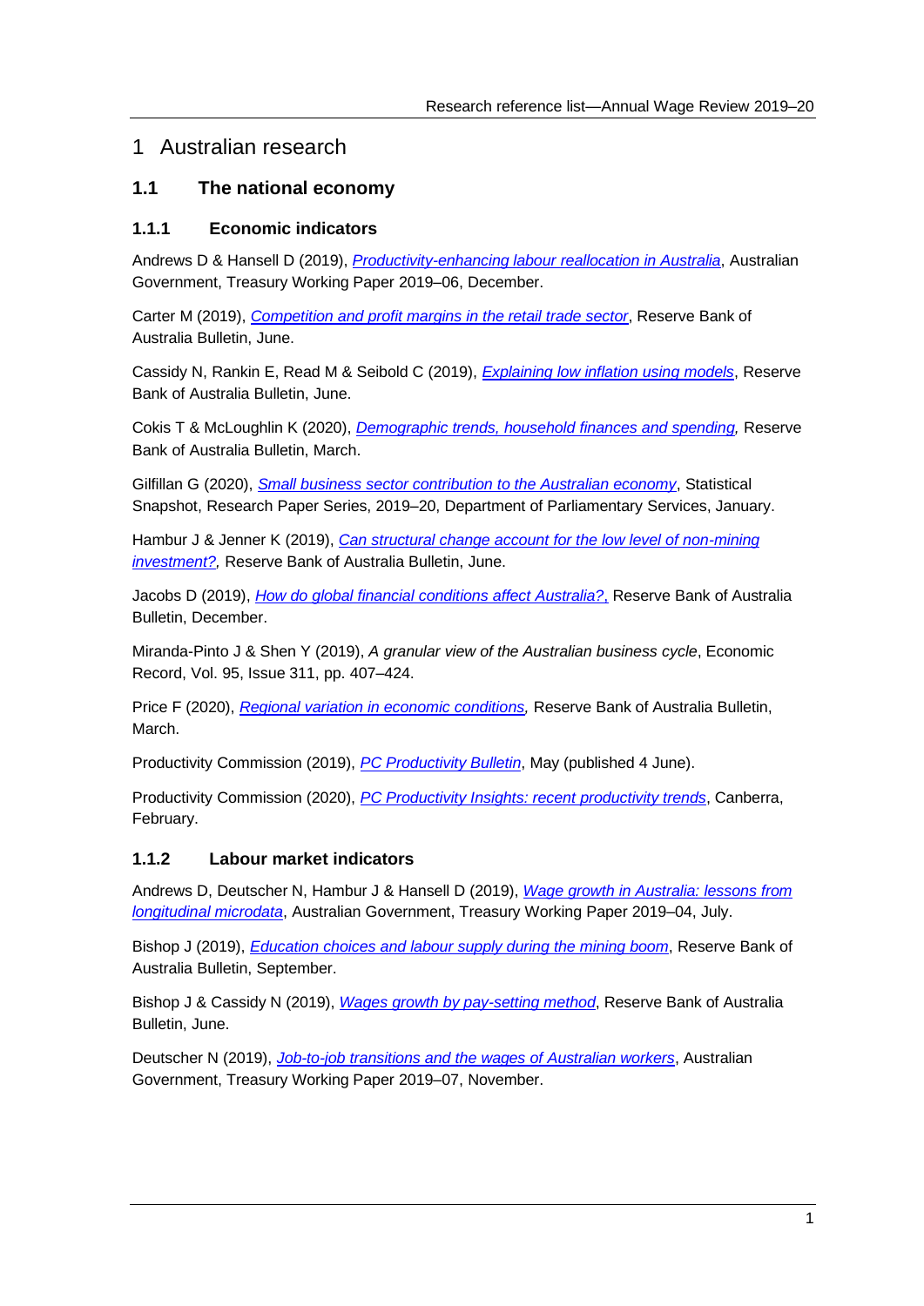# 1 Australian research

## 1.1 The national economy

### 1.1.1 Economic indicators

Andrews D & Hansell D (2019), *Productivity-enhancing labour reallocation in Australia*, Australian Government, Treasury Working Paper 2019–06, December.

Carter M (2019), *Competition and profit margins in the retail trade sector*, Reserve Bank of Australia Bulletin, June.

Cassidy N, Rankin E, Read M & Seibold C (2019), *Explaining low inflation using models*, Reserve Bank of Australia Bulletin, June.

Cokis T & McLoughlin K (2020), *Demographic trends, household finances and spending,* Reserve Bank of Australia Bulletin, March.

Gilfillan G (2020), *Small business sector contribution to the Australian economy*, Statistical Snapshot, Research Paper Series, 2019–20, Department of Parliamentary Services, January.

Hambur J & Jenner K (2019), *Can structural change account for the low level of non-mining investment?,* Reserve Bank of Australia Bulletin, June.

Jacobs D (2019), *How do global financial conditions affect Australia?,* Reserve Bank of Australia Bulletin, December.

Miranda-Pinto J & Shen Y (2019), *A granular view of the Australian business cycle*, Economic Record, Vol. 95, Issue 311, pp. 407–424.

Price F (2020), *Regional variation in economic conditions,* Reserve Bank of Australia Bulletin, March.

Productivity Commission (2019), *PC Productivity Bulletin*, May (published 4 June).

Productivity Commission (2020), *PC Productivity Insights: recent productivity trends*, Canberra, February.

### 1.1.2 Labour market indicators

Andrews D, Deutscher N, Hambur J & Hansell D (2019), *Wage growth in Australia: lessons from longitudinal microdata*, Australian Government, Treasury Working Paper 2019–04, July.

Bishop J (2019), *Education choices and labour supply during the mining boom*, Reserve Bank of Australia Bulletin, September.

Bishop J & Cassidy N (2019), *Wages growth by pay-setting method*, Reserve Bank of Australia Bulletin, June.

Deutscher N (2019), *Job-to-job transitions and the wages of Australian workers*, Australian Government, Treasury Working Paper 2019–07, November.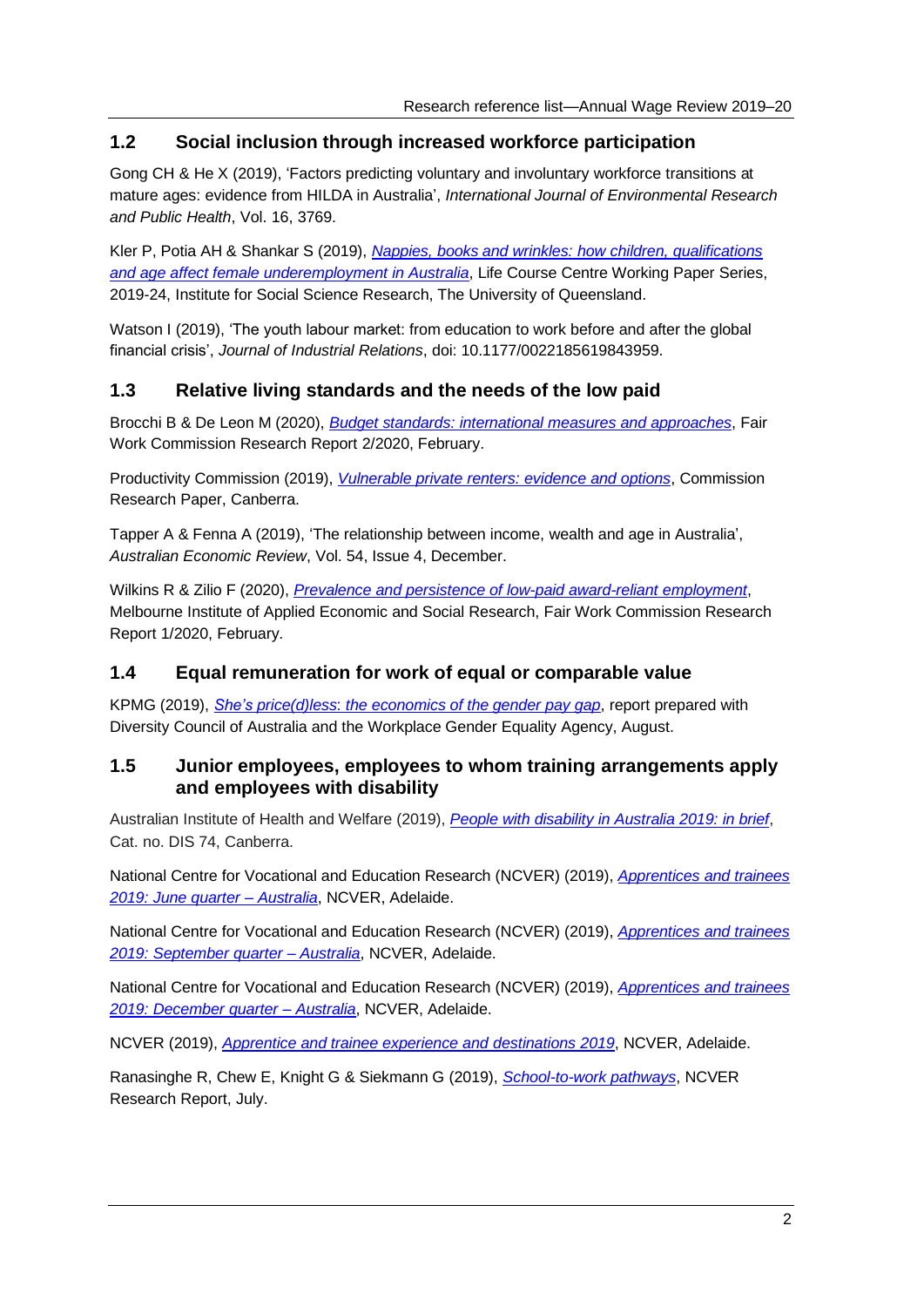## 1.2 Social inclusion through increased workforce participation

Gong CH & He X (2019), 'Factors predicting voluntary and involuntary workforce transitions at mature ages: evidence from HILDA in Australia', *International Journal of Environmental Research and Public Health*, Vol. 16, 3769.

Kler P, Potia AH & Shankar S (2019), *Nappies, books and wrinkles: how children, qualifications and age affect female underemployment in Australia*, Life Course Centre Working Paper Series, 2019-24, Institute for Social Science Research, The University of Queensland.

Watson I (2019), 'The youth labour market: from education to work before and after the global financial crisis', *Journal of Industrial Relations*, doi: 10.1177/0022185619843959.

## 1.3 Relative living standards and the needs of the low paid

Brocchi B & De Leon M (2020), *Budget standards: international measures and approaches*, Fair Work Commission Research Report 2/2020, February.

Productivity Commission (2019), *Vulnerable private renters: evidence and options*, Commission Research Paper, Canberra.

Tapper A & Fenna A (2019), 'The relationship between income, wealth and age in Australia', *Australian Economic Review*, Vol. 54, Issue 4, December.

Wilkins R & Zilio F (2020), *Prevalence and persistence of low-paid award-reliant employment*, Melbourne Institute of Applied Economic and Social Research, Fair Work Commission Research Report 1/2020, February.

## 1.4 Equal remuneration for work of equal or comparable value

KPMG (2019), *She's price(d)less: the economics of the gender pay gap*, report prepared with Diversity Council of Australia and the Workplace Gender Equality Agency, August.

## 1.5 Junior employees, employees to whom training arrangements apply and employees with disability

Australian Institute of Health and Welfare (2019), *People with disability in Australia 2019: in brief*, Cat. no. DIS 74, Canberra.

National Centre for Vocational and Education Research (NCVER) (2019), *Apprentices and trainees 2019: June quarter – Australia*, NCVER, Adelaide.

National Centre for Vocational and Education Research (NCVER) (2019), *Apprentices and trainees 2019: September quarter – Australia*, NCVER, Adelaide.

National Centre for Vocational and Education Research (NCVER) (2019), *Apprentices and trainees 2019: December quarter – Australia*, NCVER, Adelaide.

NCVER (2019), *Apprentice and trainee experience and destinations 2019*, NCVER, Adelaide.

Ranasinghe R, Chew E, Knight G & Siekmann G (2019), *School-to-work pathways*, NCVER Research Report, July.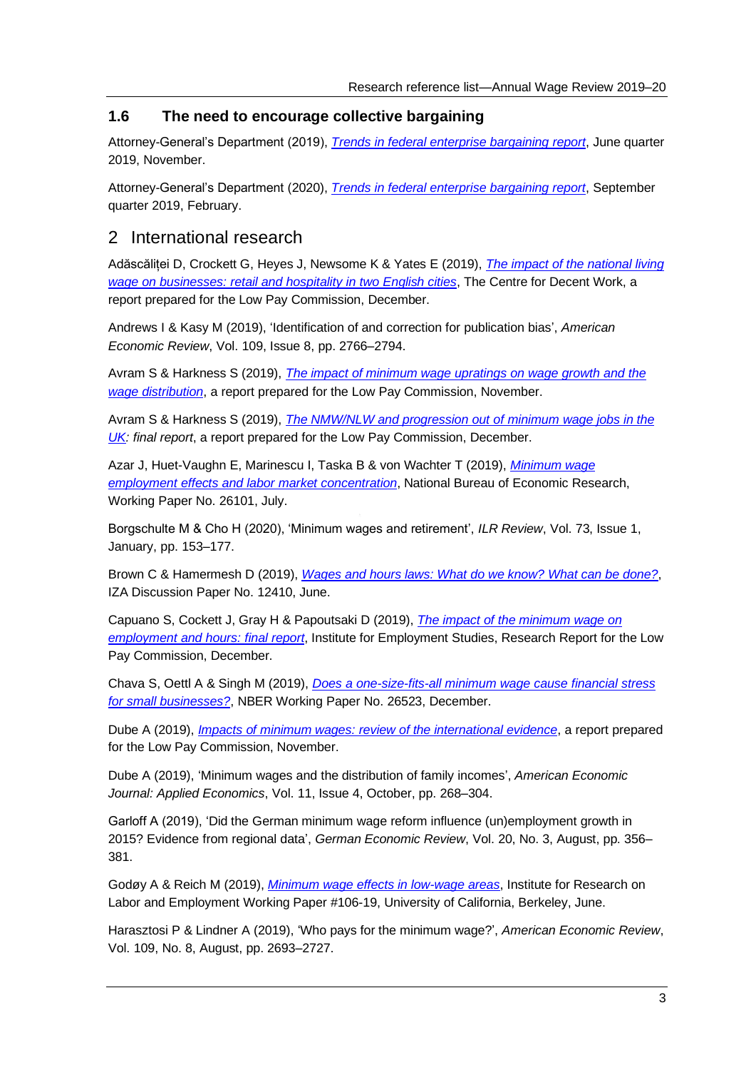### 1.6 The need to encourage collective bargaining

Attorney-General's Department (2019), *Trends in federal enterprise bargaining report*, June quarter 2019, November.

Attorney-General's Department (2020), *Trends in federal enterprise bargaining report*, September quarter 2019, February.

## 2 International research

Adăscăliței D, Crockett G, Heyes J, Newsome K & Yates E (2019), *The impact of the national living wage on businesses: retail and hospitality in two English cities*, The Centre for Decent Work, a report prepared for the Low Pay Commission, December.

Andrews I & Kasy M (2019), 'Identification of and correction for publication bias', *American Economic Review*, Vol. 109, Issue 8, pp. 2766–2794.

Avram S & Harkness S (2019), *The impact of minimum wage upratings on wage growth and the wage distribution*, a report prepared for the Low Pay Commission, November.

Avram S & Harkness S (2019), *The NMW/NLW and progression out of minimum wage jobs in the UK: final report*, a report prepared for the Low Pay Commission, December.

Azar J, Huet-Vaughn E, Marinescu I, Taska B & von Wachter T (2019), *Minimum wage employment effects and labor market concentration*, National Bureau of Economic Research, Working Paper No. 26101, July.

Borgschulte M & Cho H (2020), 'Minimum wages and retirement', *ILR Review*, Vol. 73, Issue 1, January, pp. 153–177.

Brown C & Hamermesh D (2019), *Wages and hours laws: What do we know? What can be done?*, IZA Discussion Paper No. 12410, June.

Capuano S, Cockett J, Gray H & Papoutsaki D (2019), *The impact of the minimum wage on employment and hours: final report*, Institute for Employment Studies, Research Report for the Low Pay Commission, December.

Chava S, Oettl A & Singh M (2019), *Does a one-size-fits-all minimum wage cause financial stress for small businesses?*, NBER Working Paper No. 26523, December.

Dube A (2019), *Impacts of minimum wages: review of the international evidence*, a report prepared for the Low Pay Commission, November.

Dube A (2019), 'Minimum wages and the distribution of family incomes', *American Economic Journal: Applied Economics*, Vol. 11, Issue 4, October, pp. 268–304.

Garloff A (2019), 'Did the German minimum wage reform influence (un)employment growth in 2015? Evidence from regional data', *German Economic Review*, Vol. 20, No. 3, August, pp. 356–381.

Godøy A & Reich M (2019), *Minimum wage effects in low-wage areas*, Institute for Research on Labor and Employment Working Paper #106-19, University of California, Berkeley, June.

Harasztosi P & Lindner A (2019), 'Who pays for the minimum wage?', *American Economic Review*, Vol. 109, No. 8, August, pp. 2693–2727.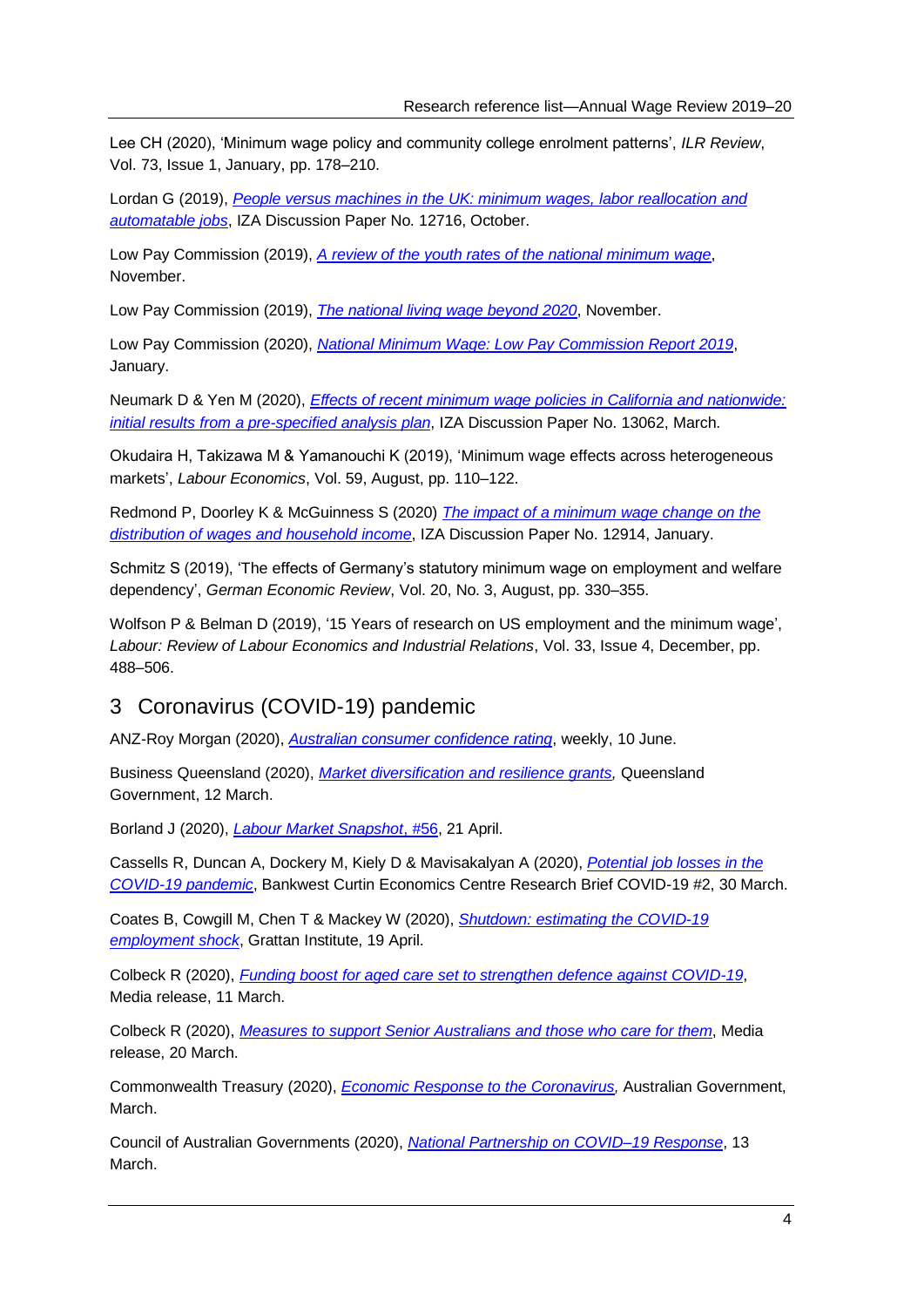Lee CH (2020), 'Minimum wage policy and community college enrolment patterns', *ILR Review*, Vol. 73, Issue 1, January, pp. 178–210.

Lordan G (2019), *People versus machines in the UK: minimum wages, labor reallocation and automatable jobs*, IZA Discussion Paper No. 12716, October.

Low Pay Commission (2019), *A review of the youth rates of the national minimum wage*, November.

Low Pay Commission (2019), *The national living wage beyond 2020*, November.

Low Pay Commission (2020), *National Minimum Wage: Low Pay Commission Report 2019*, January.

Neumark D & Yen M (2020), *Effects of recent minimum wage policies in California and nationwide: initial results from a pre-specified analysis plan*, IZA Discussion Paper No. 13062, March.

Okudaira H, Takizawa M & Yamanouchi K (2019), 'Minimum wage effects across heterogeneous markets', *Labour Economics*, Vol. 59, August, pp. 110–122.

Redmond P, Doorley K & McGuinness S (2020) *The impact of a minimum wage change on the distribution of wages and household income*, IZA Discussion Paper No. 12914, January.

Schmitz S (2019), 'The effects of Germany's statutory minimum wage on employment and welfare dependency', *German Economic Review*, Vol. 20, No. 3, August, pp. 330–355.

Wolfson P & Belman D (2019), '15 Years of research on US employment and the minimum wage', *Labour: Review of Labour Economics and Industrial Relations*, Vol. 33, Issue 4, December, pp. 488–506.

## 3 Coronavirus (COVID-19) pandemic

ANZ-Roy Morgan (2020), *Australian consumer confidence rating*, weekly, 10 June.

Business Queensland (2020), *Market diversification and resilience grants,* Queensland Government, 12 March.

Borland J (2020), *Labour Market Snapshot, #56*, 21 April.

Cassells R, Duncan A, Dockery M, Kiely D & Mavisakalyan A (2020), *Potential job losses in the COVID-19 pandemic*, Bankwest Curtin Economics Centre Research Brief COVID-19 #2, 30 March.

Coates B, Cowgill M, Chen T & Mackey W (2020), *Shutdown: estimating the COVID-19 employment shock*, Grattan Institute, 19 April.

Colbeck R (2020), *Funding boost for aged care set to strengthen defence against COVID-19*, Media release, 11 March.

Colbeck R (2020), *Measures to support Senior Australians and those who care for them*, Media release, 20 March.

Commonwealth Treasury (2020), *Economic Response to the Coronavirus,* Australian Government, March.

Council of Australian Governments (2020), *National Partnership on COVID–19 Response*, 13 March.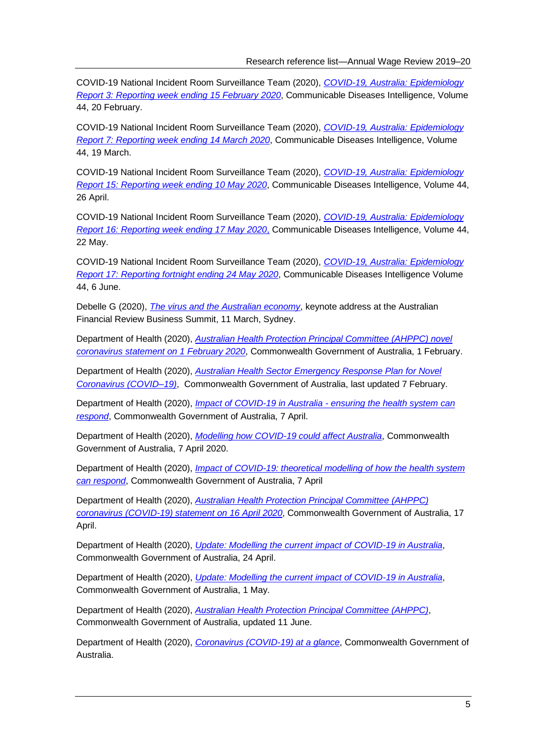COVID-19 National Incident Room Surveillance Team (2020), *COVID-19, Australia: Epidemiology Report 3: Reporting week ending 15 February 2020*, Communicable Diseases Intelligence, Volume 44, 20 February.

COVID-19 National Incident Room Surveillance Team (2020), *COVID-19, Australia: Epidemiology Report 7: Reporting week ending 14 March 2020*, Communicable Diseases Intelligence, Volume 44, 19 March.

COVID-19 National Incident Room Surveillance Team (2020), *COVID-19, Australia: Epidemiology Report 15: Reporting week ending 10 May 2020*, Communicable Diseases Intelligence, Volume 44, 26 April.

COVID-19 National Incident Room Surveillance Team (2020), *COVID-19, Australia: Epidemiology Report 16: Reporting week ending 17 May 2020*, Communicable Diseases Intelligence, Volume 44, 22 May.

COVID-19 National Incident Room Surveillance Team (2020), *COVID-19, Australia: Epidemiology Report 17: Reporting fortnight ending 24 May 2020*, Communicable Diseases Intelligence Volume 44, 6 June.

Debelle G (2020), *The virus and the Australian economy*, keynote address at the Australian Financial Review Business Summit, 11 March, Sydney.

Department of Health (2020), *Australian Health Protection Principal Committee (AHPPC) novel coronavirus statement on 1 February 2020*, Commonwealth Government of Australia, 1 February.

Department of Health (2020), *Australian Health Sector Emergency Response Plan for Novel Coronavirus (COVID–19)*, Commonwealth Government of Australia, last updated 7 February.

Department of Health (2020), *Impact of COVID-19 in Australia - ensuring the health system can respond*, Commonwealth Government of Australia, 7 April.

Department of Health (2020), *Modelling how COVID-19 could affect Australia*, Commonwealth Government of Australia, 7 April 2020.

Department of Health (2020), *Impact of COVID-19: theoretical modelling of how the health system can respond*, Commonwealth Government of Australia, 7 April

Department of Health (2020), *Australian Health Protection Principal Committee (AHPPC) coronavirus (COVID-19) statement on 16 April 2020*, Commonwealth Government of Australia, 17 April.

Department of Health (2020), *Update: Modelling the current impact of COVID-19 in Australia*, Commonwealth Government of Australia, 24 April.

Department of Health (2020), *Update: Modelling the current impact of COVID-19 in Australia*, Commonwealth Government of Australia, 1 May.

Department of Health (2020), *Australian Health Protection Principal Committee (AHPPC)*, Commonwealth Government of Australia, updated 11 June.

Department of Health (2020), *Coronavirus (COVID-19) at a glance*, Commonwealth Government of Australia.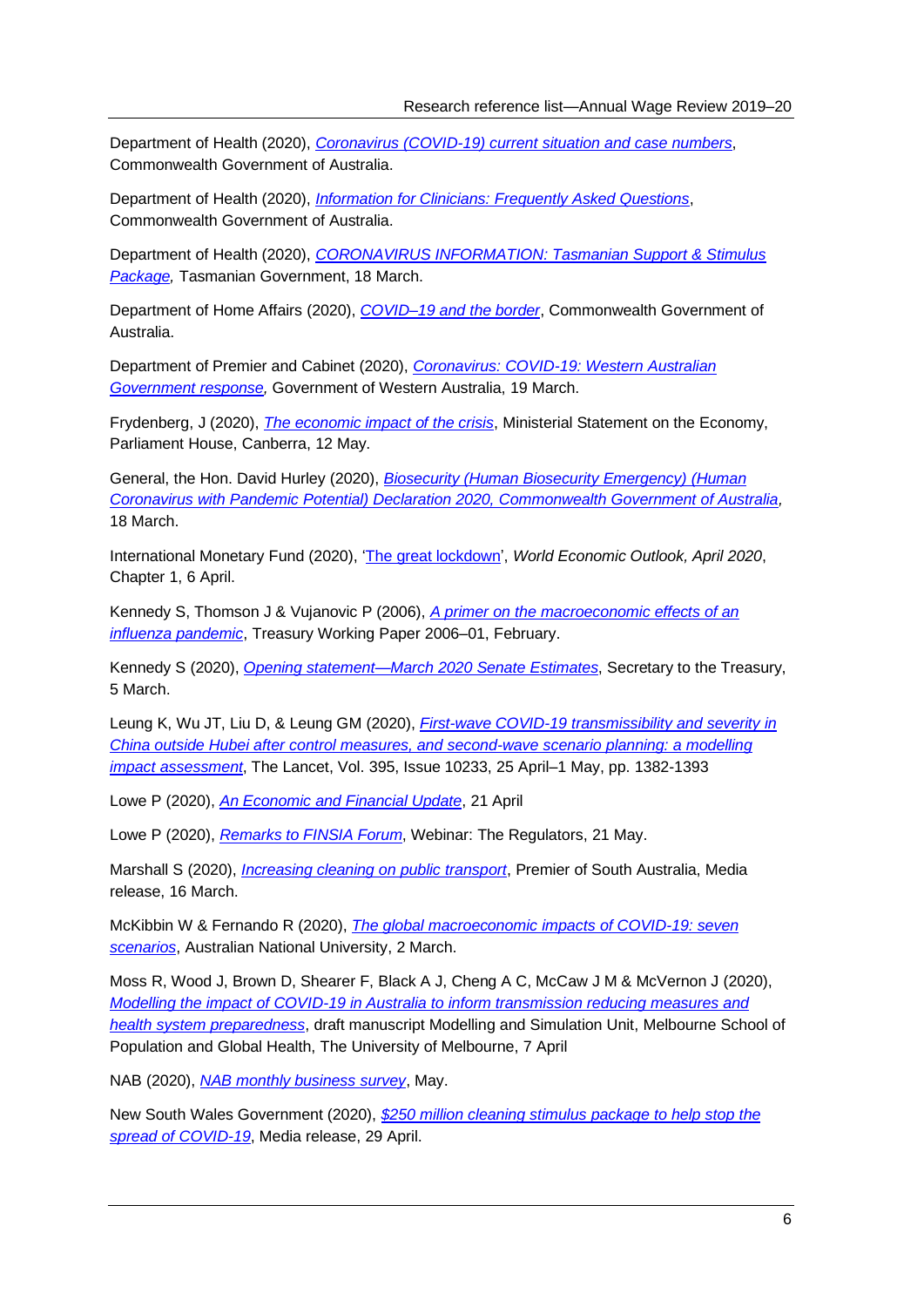Department of Health (2020), *[Coronavirus (COVID-19) current situation and case numbers](#)*, Commonwealth Government of Australia.

Department of Health (2020), *[Information for Clinicians: Frequently Asked Questions](#)*, Commonwealth Government of Australia.

Department of Health (2020), *[CORONAVIRUS INFORMATION: Tasmanian Support & Stimulus Package](#),* Tasmanian Government, 18 March.

Department of Home Affairs (2020), *[COVID–19 and the border](#)*, Commonwealth Government of Australia.

Department of Premier and Cabinet (2020), *[Coronavirus: COVID-19: Western Australian Government response](#),* Government of Western Australia, 19 March.

Frydenberg, J (2020), *[The economic impact of the crisis](#)*, Ministerial Statement on the Economy, Parliament House, Canberra, 12 May.

General, the Hon. David Hurley (2020), *[Biosecurity (Human Biosecurity Emergency) (Human Coronavirus with Pandemic Potential) Declaration 2020, Commonwealth Government of Australia](#),* 18 March.

International Monetary Fund (2020), '[The great lockdown](#)', *World Economic Outlook, April 2020*, Chapter 1, 6 April.

Kennedy S, Thomson J & Vujanovic P (2006), *[A primer on the macroeconomic effects of an influenza pandemic](#)*, Treasury Working Paper 2006–01, February.

Kennedy S (2020), *[Opening statement—March 2020 Senate Estimates](#)*, Secretary to the Treasury, 5 March.

Leung K, Wu JT, Liu D, & Leung GM (2020), *[First-wave COVID-19 transmissibility and severity in China outside Hubei after control measures, and second-wave scenario planning: a modelling impact assessment](#)*, The Lancet, Vol. 395, Issue 10233, 25 April–1 May, pp. 1382-1393

Lowe P (2020), *[An Economic and Financial Update](#)*, 21 April

Lowe P (2020), *[Remarks to FINSIA Forum](#)*, Webinar: The Regulators, 21 May.

Marshall S (2020), *[Increasing cleaning on public transport](#)*, Premier of South Australia, Media release, 16 March.

McKibbin W & Fernando R (2020), *[The global macroeconomic impacts of COVID-19: seven scenarios](#)*, Australian National University, 2 March.

Moss R, Wood J, Brown D, Shearer F, Black A J, Cheng A C, McCaw J M & McVernon J (2020), *[Modelling the impact of COVID-19 in Australia to inform transmission reducing measures and health system preparedness](#)*, draft manuscript Modelling and Simulation Unit, Melbourne School of Population and Global Health, The University of Melbourne, 7 April

NAB (2020), *[NAB monthly business survey](#)*, May.

New South Wales Government (2020), *[$250 million cleaning stimulus package to help stop the spread of COVID-19](#)*, Media release, 29 April.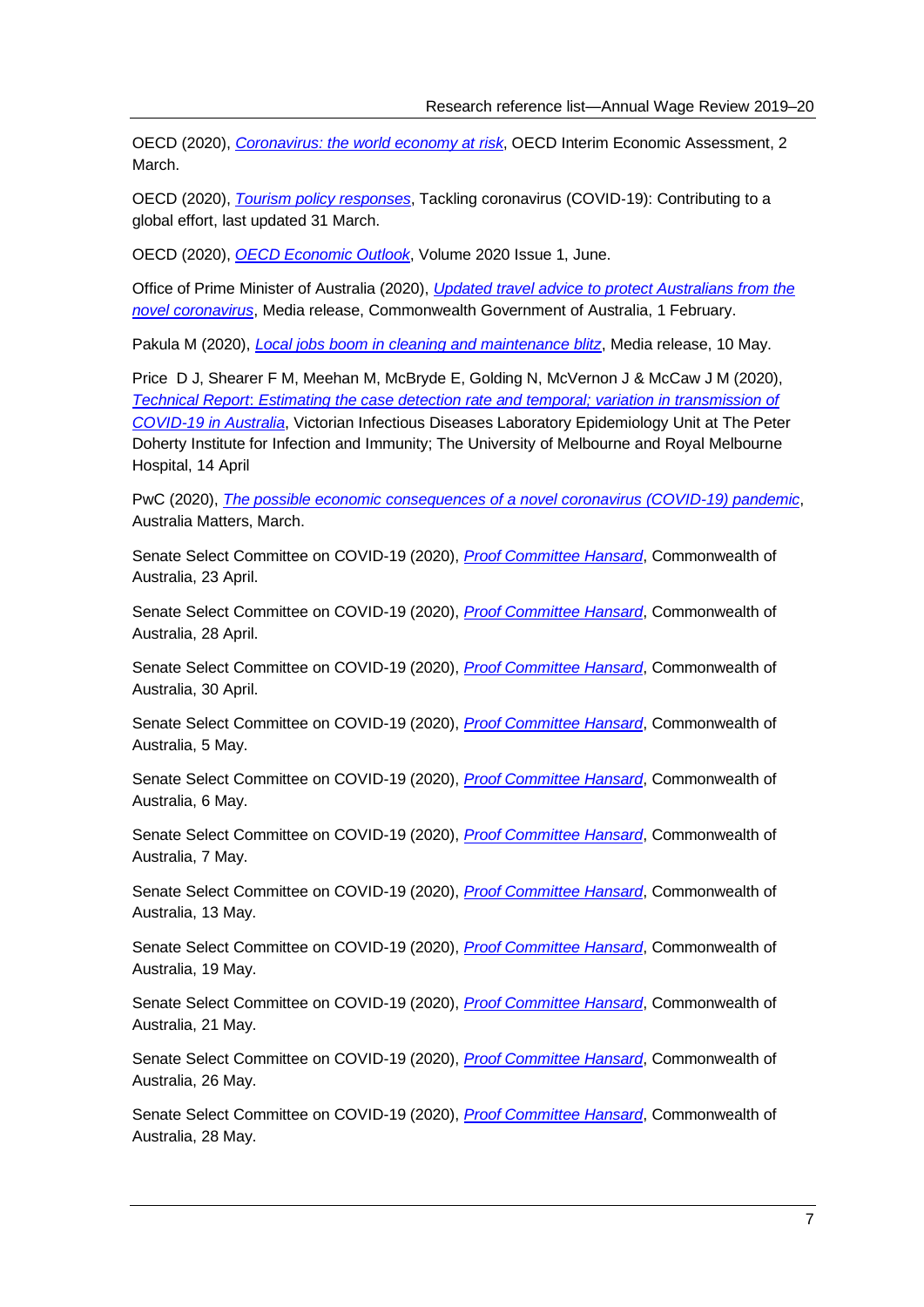OECD (2020), *Coronavirus: the world economy at risk*, OECD Interim Economic Assessment, 2 March.

OECD (2020), *Tourism policy responses*, Tackling coronavirus (COVID-19): Contributing to a global effort, last updated 31 March.

OECD (2020), *OECD Economic Outlook*, Volume 2020 Issue 1, June.

Office of Prime Minister of Australia (2020), *Updated travel advice to protect Australians from the novel coronavirus*, Media release, Commonwealth Government of Australia, 1 February.

Pakula M (2020), *Local jobs boom in cleaning and maintenance blitz*, Media release, 10 May.

Price D J, Shearer F M, Meehan M, McBryde E, Golding N, McVernon J & McCaw J M (2020), *Technical Report: Estimating the case detection rate and temporal; variation in transmission of COVID-19 in Australia*, Victorian Infectious Diseases Laboratory Epidemiology Unit at The Peter Doherty Institute for Infection and Immunity; The University of Melbourne and Royal Melbourne Hospital, 14 April

PwC (2020), *The possible economic consequences of a novel coronavirus (COVID-19) pandemic*, Australia Matters, March.

Senate Select Committee on COVID-19 (2020), *Proof Committee Hansard*, Commonwealth of Australia, 23 April.

Senate Select Committee on COVID-19 (2020), *Proof Committee Hansard*, Commonwealth of Australia, 28 April.

Senate Select Committee on COVID-19 (2020), *Proof Committee Hansard*, Commonwealth of Australia, 30 April.

Senate Select Committee on COVID-19 (2020), *Proof Committee Hansard*, Commonwealth of Australia, 5 May.

Senate Select Committee on COVID-19 (2020), *Proof Committee Hansard*, Commonwealth of Australia, 6 May.

Senate Select Committee on COVID-19 (2020), *Proof Committee Hansard*, Commonwealth of Australia, 7 May.

Senate Select Committee on COVID-19 (2020), *Proof Committee Hansard*, Commonwealth of Australia, 13 May.

Senate Select Committee on COVID-19 (2020), *Proof Committee Hansard*, Commonwealth of Australia, 19 May.

Senate Select Committee on COVID-19 (2020), *Proof Committee Hansard*, Commonwealth of Australia, 21 May.

Senate Select Committee on COVID-19 (2020), *Proof Committee Hansard*, Commonwealth of Australia, 26 May.

Senate Select Committee on COVID-19 (2020), *Proof Committee Hansard*, Commonwealth of Australia, 28 May.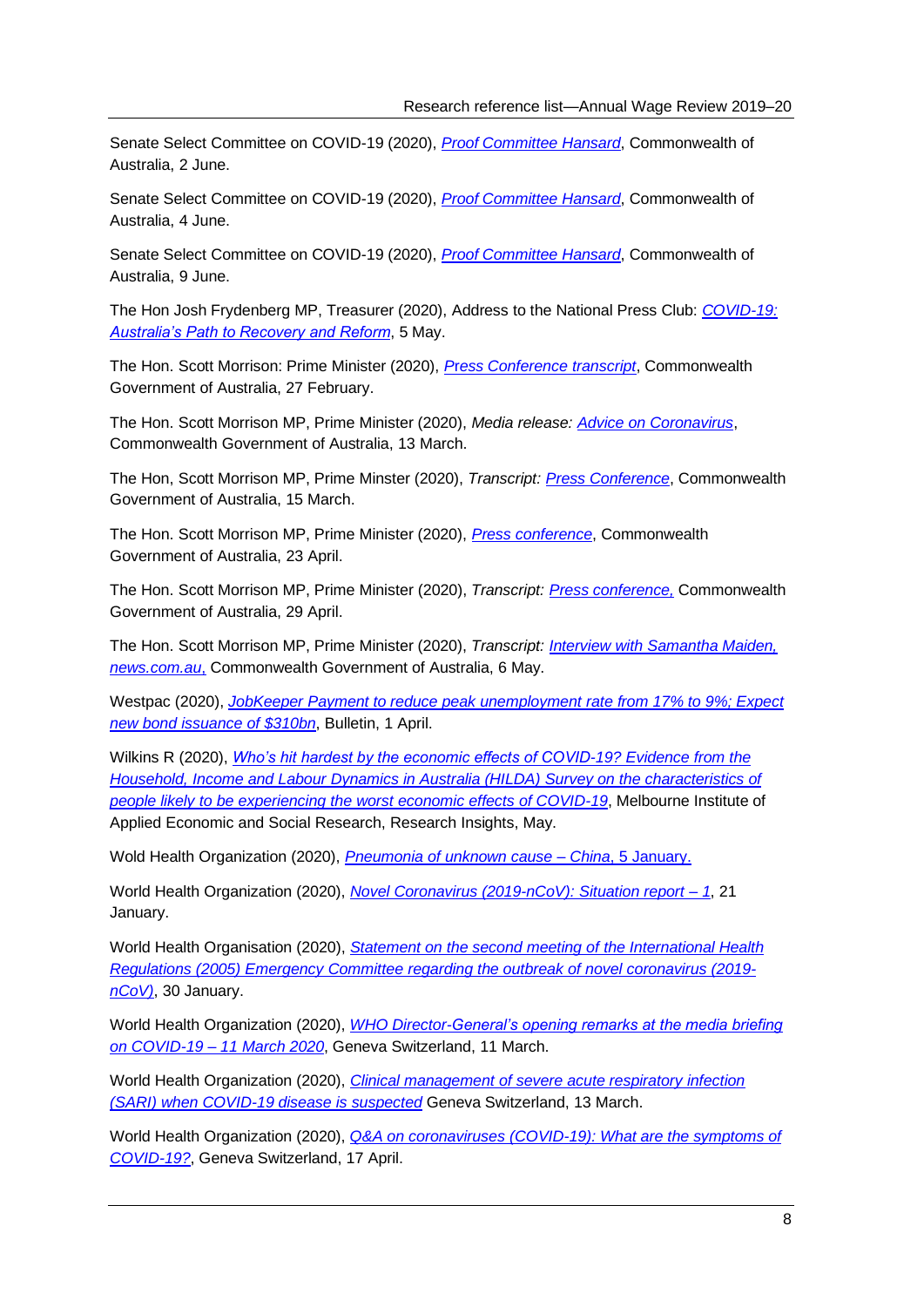Senate Select Committee on COVID-19 (2020), *Proof Committee Hansard*, Commonwealth of Australia, 2 June.

Senate Select Committee on COVID-19 (2020), *Proof Committee Hansard*, Commonwealth of Australia, 4 June.

Senate Select Committee on COVID-19 (2020), *Proof Committee Hansard*, Commonwealth of Australia, 9 June.

The Hon Josh Frydenberg MP, Treasurer (2020), Address to the National Press Club: *COVID-19: Australia's Path to Recovery and Reform*, 5 May.

The Hon. Scott Morrison: Prime Minister (2020), *Press Conference transcript*, Commonwealth Government of Australia, 27 February.

The Hon. Scott Morrison MP, Prime Minister (2020), *Media release: Advice on Coronavirus*, Commonwealth Government of Australia, 13 March.

The Hon, Scott Morrison MP, Prime Minster (2020), *Transcript: Press Conference*, Commonwealth Government of Australia, 15 March.

The Hon. Scott Morrison MP, Prime Minister (2020), *Press conference*, Commonwealth Government of Australia, 23 April.

The Hon. Scott Morrison MP, Prime Minister (2020), *Transcript: Press conference,* Commonwealth Government of Australia, 29 April.

The Hon. Scott Morrison MP, Prime Minister (2020), *Transcript: Interview with Samantha Maiden, news.com.au,* Commonwealth Government of Australia, 6 May.

Westpac (2020), *JobKeeper Payment to reduce peak unemployment rate from 17% to 9%; Expect new bond issuance of $310bn*, Bulletin, 1 April.

Wilkins R (2020), *Who's hit hardest by the economic effects of COVID-19? Evidence from the Household, Income and Labour Dynamics in Australia (HILDA) Survey on the characteristics of people likely to be experiencing the worst economic effects of COVID-19*, Melbourne Institute of Applied Economic and Social Research, Research Insights, May.

Wold Health Organization (2020), *Pneumonia of unknown cause – China*, 5 January.

World Health Organization (2020), *Novel Coronavirus (2019-nCoV): Situation report – 1*, 21 January.

World Health Organisation (2020), *Statement on the second meeting of the International Health Regulations (2005) Emergency Committee regarding the outbreak of novel coronavirus (2019-nCoV)*, 30 January.

World Health Organization (2020), *WHO Director-General's opening remarks at the media briefing on COVID-19 – 11 March 2020*, Geneva Switzerland, 11 March.

World Health Organization (2020), *Clinical management of severe acute respiratory infection (SARI) when COVID-19 disease is suspected* Geneva Switzerland, 13 March.

World Health Organization (2020), *Q&A on coronaviruses (COVID-19): What are the symptoms of COVID-19?*, Geneva Switzerland, 17 April.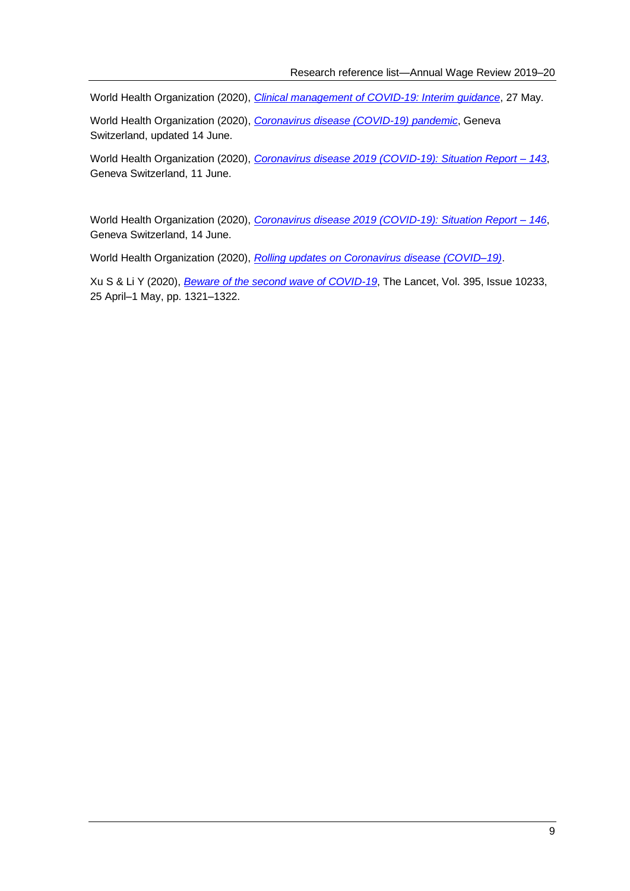World Health Organization (2020), *Clinical management of COVID-19: Interim guidance*, 27 May.

World Health Organization (2020), *Coronavirus disease (COVID-19) pandemic*, Geneva Switzerland, updated 14 June.

World Health Organization (2020), *Coronavirus disease 2019 (COVID-19): Situation Report – 143*, Geneva Switzerland, 11 June.

World Health Organization (2020), *Coronavirus disease 2019 (COVID-19): Situation Report – 146*, Geneva Switzerland, 14 June.

World Health Organization (2020), *Rolling updates on Coronavirus disease (COVID–19)*.

Xu S & Li Y (2020), *Beware of the second wave of COVID-19*, The Lancet, Vol. 395, Issue 10233, 25 April–1 May, pp. 1321–1322.